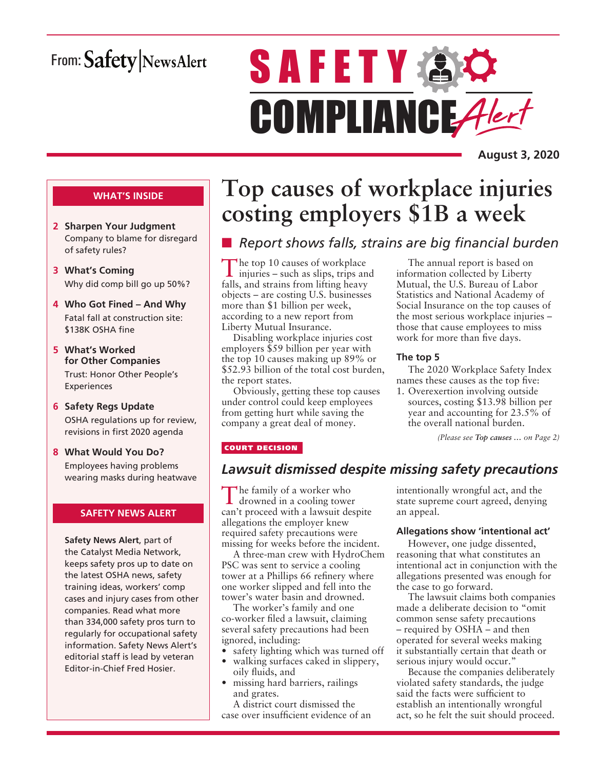From: Safety|NewsAlert

# SAFETY COMPLIANCE Alert

**August 3, 2020**

**WHAT'S INSIDE**

- **2 Sharpen Your Judgment** Company to blame for disregard of safety rules?
- **3 What's Coming** Why did comp bill go up 50%?
- **4 Who Got Fined – And Why** Fatal fall at construction site: $138K OSHA fine
- **5 What's Worked for Other Companies** Trust: Honor Other People's Experiences
- **6 Safety Regs Update** OSHA regulations up for review, revisions in first 2020 agenda
- **8 What Would You Do?** Employees having problems wearing masks during heatwave

**SAFETY NEWS ALERT**

**Safety News Alert**, part of the Catalyst Media Network, keeps safety pros up to date on the latest OSHA news, safety training ideas, workers' comp cases and injury cases from other companies. Read what more than 334,000 safety pros turn to regularly for occupational safety information. Safety News Alert's editorial staff is lead by veteran Editor-in-Chief Fred Hosier.

# Top causes of workplace injuries costing employers $1B a week

## *Report shows falls, strains are big financial burden*

The top 10 causes of workplace injuries – such as slips, trips and falls, and strains from lifting heavy objects – are costing U.S. businesses more than $1 billion per week, according to a new report from Liberty Mutual Insurance.

Disabling workplace injuries cost employers $59 billion per year with the top 10 causes making up 89% or $52.93 billion of the total cost burden, the report states.

Obviously, getting these top causes under control could keep employees from getting hurt while saving the company a great deal of money.

The annual report is based on information collected by Liberty Mutual, the U.S. Bureau of Labor Statistics and National Academy of Social Insurance on the top causes of the most serious workplace injuries – those that cause employees to miss work for more than five days.

### The top 5

The 2020 Workplace Safety Index names these causes as the top five:

1. Overexertion involving outside sources, costing $13.98 billion per year and accounting for 23.5% of the overall national burden.

*(Please see* ***Top causes …*** *on Page 2)*

**COURT DECISION**

## *Lawsuit dismissed despite missing safety precautions*

The family of a worker who drowned in a cooling tower can't proceed with a lawsuit despite allegations the employer knew required safety precautions were missing for weeks before the incident.

A three-man crew with HydroChem PSC was sent to service a cooling tower at a Phillips 66 refinery where one worker slipped and fell into the tower's water basin and drowned.

The worker's family and one co-worker filed a lawsuit, claiming several safety precautions had been ignored, including:

- safety lighting which was turned off
- walking surfaces caked in slippery, oily fluids, and
- missing hard barriers, railings and grates.

A district court dismissed the case over insufficient evidence of an intentionally wrongful act, and the state supreme court agreed, denying an appeal.

### Allegations show 'intentional act'

However, one judge dissented, reasoning that what constitutes an intentional act in conjunction with the allegations presented was enough for the case to go forward.

The lawsuit claims both companies made a deliberate decision to "omit common sense safety precautions – required by OSHA – and then operated for several weeks making it substantially certain that death or serious injury would occur."

Because the companies deliberately violated safety standards, the judge said the facts were sufficient to establish an intentionally wrongful act, so he felt the suit should proceed.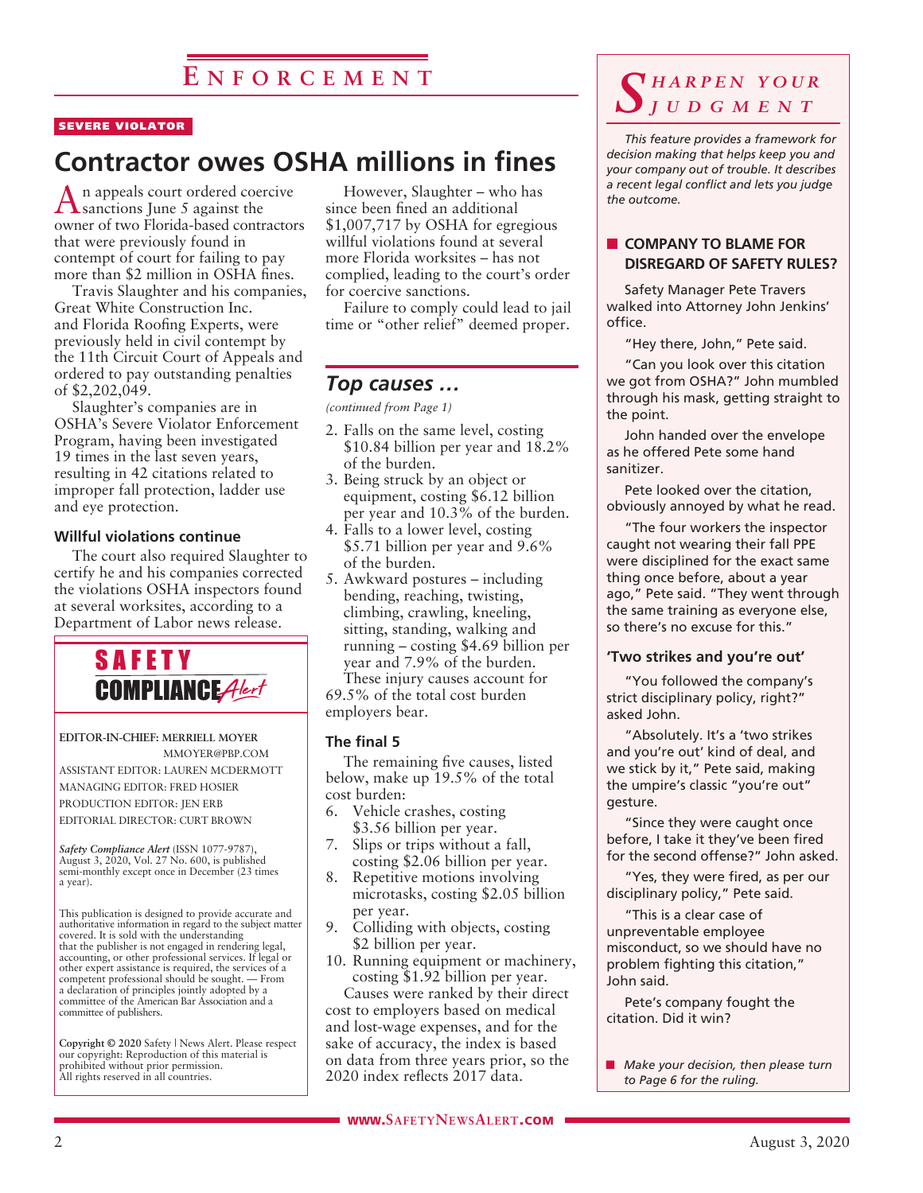# Enforcement

SEVERE VIOLATOR

## Contractor owes OSHA millions in fines

An appeals court ordered coercive sanctions June 5 against the owner of two Florida-based contractors that were previously found in contempt of court for failing to pay more than $2 million in OSHA fines.

Travis Slaughter and his companies, Great White Construction Inc. and Florida Roofing Experts, were previously held in civil contempt by the 11th Circuit Court of Appeals and ordered to pay outstanding penalties of $2,202,049.

Slaughter's companies are in OSHA's Severe Violator Enforcement Program, having been investigated 19 times in the last seven years, resulting in 42 citations related to improper fall protection, ladder use and eye protection.

### Willful violations continue

The court also required Slaughter to certify he and his companies corrected the violations OSHA inspectors found at several worksites, according to a Department of Labor news release.

However, Slaughter – who has since been fined an additional $1,007,717 by OSHA for egregious willful violations found at several more Florida worksites – has not complied, leading to the court's order for coercive sanctions.

Failure to comply could lead to jail time or "other relief" deemed proper.

**SAFETY COMPLIANCE *Alert***

EDITOR-IN-CHIEF: MERRIELL MOYER
MMOYER@PBP.COM
ASSISTANT EDITOR: LAUREN MCDERMOTT
MANAGING EDITOR: FRED HOSIER
PRODUCTION EDITOR: JEN ERB
EDITORIAL DIRECTOR: CURT BROWN

*Safety Compliance Alert* (ISSN 1077-9787), August 3, 2020, Vol. 27 No. 600, is published semi-monthly except once in December (23 times a year).

This publication is designed to provide accurate and authoritative information in regard to the subject matter covered. It is sold with the understanding that the publisher is not engaged in rendering legal, accounting, or other professional services. If legal or other expert assistance is required, the services of a competent professional should be sought. — From a declaration of principles jointly adopted by a committee of the American Bar Association and a committee of publishers.

**Copyright © 2020** Safety | News Alert. Please respect our copyright: Reproduction of this material is prohibited without prior permission. All rights reserved in all countries.

## *Top causes …*

*(continued from Page 1)*

2. Falls on the same level, costing $10.84 billion per year and 18.2% of the burden.
3. Being struck by an object or equipment, costing $6.12 billion per year and 10.3% of the burden.
4. Falls to a lower level, costing $5.71 billion per year and 9.6% of the burden.
5. Awkward postures – including bending, reaching, twisting, climbing, crawling, kneeling, sitting, standing, walking and running – costing $4.69 billion per year and 7.9% of the burden.

These injury causes account for 69.5% of the total cost burden employers bear.

### The final 5

The remaining five causes, listed below, make up 19.5% of the total cost burden:

6. Vehicle crashes, costing $3.56 billion per year.
7. Slips or trips without a fall, costing $2.06 billion per year.
8. Repetitive motions involving microtasks, costing $2.05 billion per year.
9. Colliding with objects, costing $2 billion per year.
10. Running equipment or machinery, costing $1.92 billion per year.

Causes were ranked by their direct cost to employers based on medical and lost-wage expenses, and for the sake of accuracy, the index is based on data from three years prior, so the 2020 index reflects 2017 data.

## *Sharpen Your Judgment*

*This feature provides a framework for decision making that helps keep you and your company out of trouble. It describes a recent legal conflict and lets you judge the outcome.*

### COMPANY TO BLAME FOR DISREGARD OF SAFETY RULES?

Safety Manager Pete Travers walked into Attorney John Jenkins' office.

"Hey there, John," Pete said.

"Can you look over this citation we got from OSHA?" John mumbled through his mask, getting straight to the point.

John handed over the envelope as he offered Pete some hand sanitizer.

Pete looked over the citation, obviously annoyed by what he read.

"The four workers the inspector caught not wearing their fall PPE were disciplined for the exact same thing once before, about a year ago," Pete said. "They went through the same training as everyone else, so there's no excuse for this."

### 'Two strikes and you're out'

"You followed the company's strict disciplinary policy, right?" asked John.

"Absolutely. It's a 'two strikes and you're out' kind of deal, and we stick by it," Pete said, making the umpire's classic "you're out" gesture.

"Since they were caught once before, I take it they've been fired for the second offense?" John asked.

"Yes, they were fired, as per our disciplinary policy," Pete said.

"This is a clear case of unpreventable employee misconduct, so we should have no problem fighting this citation," John said.

Pete's company fought the citation. Did it win?

■ *Make your decision, then please turn to Page 6 for the ruling.*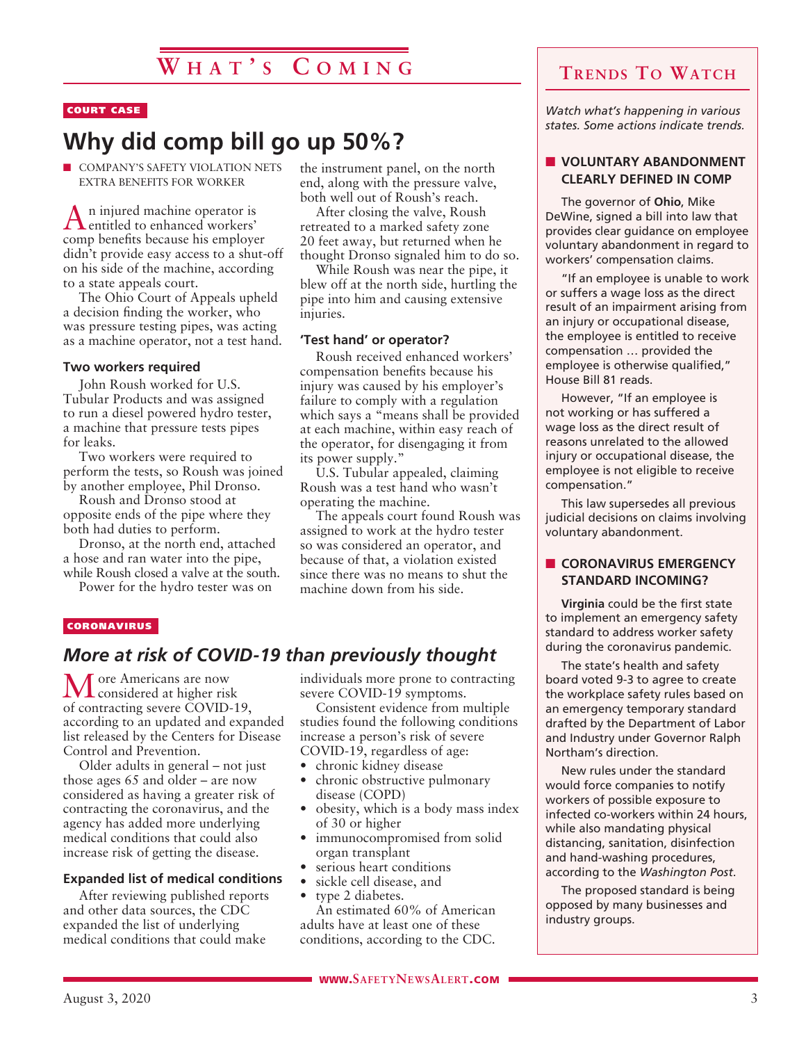# What's Coming

COURT CASE

## Why did comp bill go up 50%?

- COMPANY'S SAFETY VIOLATION NETS EXTRA BENEFITS FOR WORKER

An injured machine operator is entitled to enhanced workers' comp benefits because his employer didn't provide easy access to a shut-off on his side of the machine, according to a state appeals court.

The Ohio Court of Appeals upheld a decision finding the worker, who was pressure testing pipes, was acting as a machine operator, not a test hand.

### Two workers required

John Roush worked for U.S. Tubular Products and was assigned to run a diesel powered hydro tester, a machine that pressure tests pipes for leaks.

Two workers were required to perform the tests, so Roush was joined by another employee, Phil Dronso.

Roush and Dronso stood at opposite ends of the pipe where they both had duties to perform.

Dronso, at the north end, attached a hose and ran water into the pipe, while Roush closed a valve at the south.

Power for the hydro tester was on the instrument panel, on the north end, along with the pressure valve, both well out of Roush's reach.

After closing the valve, Roush retreated to a marked safety zone 20 feet away, but returned when he thought Dronso signaled him to do so.

While Roush was near the pipe, it blew off at the north side, hurtling the pipe into him and causing extensive injuries.

### 'Test hand' or operator?

Roush received enhanced workers' compensation benefits because his injury was caused by his employer's failure to comply with a regulation which says a "means shall be provided at each machine, within easy reach of the operator, for disengaging it from its power supply."

U.S. Tubular appealed, claiming Roush was a test hand who wasn't operating the machine.

The appeals court found Roush was assigned to work at the hydro tester so was considered an operator, and because of that, a violation existed since there was no means to shut the machine down from his side.

CORONAVIRUS

## *More at risk of COVID-19 than previously thought*

More Americans are now considered at higher risk of contracting severe COVID-19, according to an updated and expanded list released by the Centers for Disease Control and Prevention.

Older adults in general – not just those ages 65 and older – are now considered as having a greater risk of contracting the coronavirus, and the agency has added more underlying medical conditions that could also increase risk of getting the disease.

### Expanded list of medical conditions

After reviewing published reports and other data sources, the CDC expanded the list of underlying medical conditions that could make individuals more prone to contracting severe COVID-19 symptoms.

Consistent evidence from multiple studies found the following conditions increase a person's risk of severe COVID-19, regardless of age:

- chronic kidney disease
- chronic obstructive pulmonary disease (COPD)
- obesity, which is a body mass index of 30 or higher
- immunocompromised from solid organ transplant
- serious heart conditions
- sickle cell disease, and
- type 2 diabetes.

An estimated 60% of American adults have at least one of these conditions, according to the CDC.

# Trends To Watch

*Watch what's happening in various states. Some actions indicate trends.*

### VOLUNTARY ABANDONMENT CLEARLY DEFINED IN COMP

The governor of **Ohio**, Mike DeWine, signed a bill into law that provides clear guidance on employee voluntary abandonment in regard to workers' compensation claims.

"If an employee is unable to work or suffers a wage loss as the direct result of an impairment arising from an injury or occupational disease, the employee is entitled to receive compensation … provided the employee is otherwise qualified," House Bill 81 reads.

However, "If an employee is not working or has suffered a wage loss as the direct result of reasons unrelated to the allowed injury or occupational disease, the employee is not eligible to receive compensation."

This law supersedes all previous judicial decisions on claims involving voluntary abandonment.

### CORONAVIRUS EMERGENCY STANDARD INCOMING?

**Virginia** could be the first state to implement an emergency safety standard to address worker safety during the coronavirus pandemic.

The state's health and safety board voted 9-3 to agree to create the workplace safety rules based on an emergency temporary standard drafted by the Department of Labor and Industry under Governor Ralph Northam's direction.

New rules under the standard would force companies to notify workers of possible exposure to infected co-workers within 24 hours, while also mandating physical distancing, sanitation, disinfection and hand-washing procedures, according to the *Washington Post*.

The proposed standard is being opposed by many businesses and industry groups.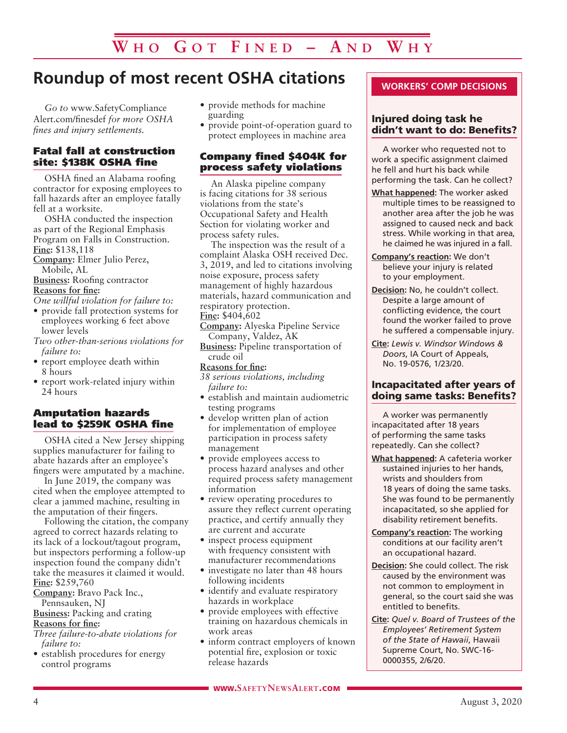# Who Got Fined – And Why

## Roundup of most recent OSHA citations

*Go to* www.SafetyComplianceAlert.com/finesdef *for more OSHA fines and injury settlements.*

### Fatal fall at construction site: $138K OSHA fine

OSHA fined an Alabama roofing contractor for exposing employees to fall hazards after an employee fatally fell at a worksite.

OSHA conducted the inspection as part of the Regional Emphasis Program on Falls in Construction.

**Fine:** $138,118

**Company:** Elmer Julio Perez, Mobile, AL

**Business:** Roofing contractor

**Reasons for fine:**

*One willful violation for failure to:*

- provide fall protection systems for employees working 6 feet above lower levels

*Two other-than-serious violations for failure to:*

- report employee death within 8 hours
- report work-related injury within 24 hours

### Amputation hazards lead to $259K OSHA fine

OSHA cited a New Jersey shipping supplies manufacturer for failing to abate hazards after an employee's fingers were amputated by a machine.

In June 2019, the company was cited when the employee attempted to clear a jammed machine, resulting in the amputation of their fingers.

Following the citation, the company agreed to correct hazards relating to its lack of a lockout/tagout program, but inspectors performing a follow-up inspection found the company didn't take the measures it claimed it would.

**Fine:** $259,760

**Company:** Bravo Pack Inc., Pennsauken, NJ

**Business:** Packing and crating

**Reasons for fine:**

*Three failure-to-abate violations for failure to:*

- establish procedures for energy control programs
- provide methods for machine guarding
- provide point-of-operation guard to protect employees in machine area

### Company fined $404K for process safety violations

An Alaska pipeline company is facing citations for 38 serious violations from the state's Occupational Safety and Health Section for violating worker and process safety rules.

The inspection was the result of a complaint Alaska OSH received Dec. 3, 2019, and led to citations involving noise exposure, process safety management of highly hazardous materials, hazard communication and respiratory protection.

**Fine:** $404,602

**Company:** Alyeska Pipeline Service Company, Valdez, AK

**Business:** Pipeline transportation of crude oil

**Reasons for fine:**

*38 serious violations, including failure to:*

- establish and maintain audiometric testing programs
- develop written plan of action for implementation of employee participation in process safety management
- provide employees access to process hazard analyses and other required process safety management information
- review operating procedures to assure they reflect current operating practice, and certify annually they are current and accurate
- inspect process equipment with frequency consistent with manufacturer recommendations
- investigate no later than 48 hours following incidents
- identify and evaluate respiratory hazards in workplace
- provide employees with effective training on hazardous chemicals in work areas
- inform contract employers of known potential fire, explosion or toxic release hazards

## WORKERS' COMP DECISIONS

### Injured doing task he didn't want to do: Benefits?

A worker who requested not to work a specific assignment claimed he fell and hurt his back while performing the task. Can he collect?

**What happened:** The worker asked multiple times to be reassigned to another area after the job he was assigned to caused neck and back stress. While working in that area, he claimed he was injured in a fall.

**Company's reaction:** We don't believe your injury is related to your employment.

**Decision:** No, he couldn't collect. Despite a large amount of conflicting evidence, the court found the worker failed to prove he suffered a compensable injury.

**Cite:** *Lewis v. Windsor Windows & Doors*, IA Court of Appeals, No. 19-0576, 1/23/20.

### Incapacitated after years of doing same tasks: Benefits?

A worker was permanently incapacitated after 18 years of performing the same tasks repeatedly. Can she collect?

**What happened:** A cafeteria worker sustained injuries to her hands, wrists and shoulders from 18 years of doing the same tasks. She was found to be permanently incapacitated, so she applied for disability retirement benefits.

**Company's reaction:** The working conditions at our facility aren't an occupational hazard.

**Decision:** She could collect. The risk caused by the environment was not common to employment in general, so the court said she was entitled to benefits.

**Cite:** *Quel v. Board of Trustees of the Employees' Retirement System of the State of Hawaii*, Hawaii Supreme Court, No. SWC-16-0000355, 2/6/20.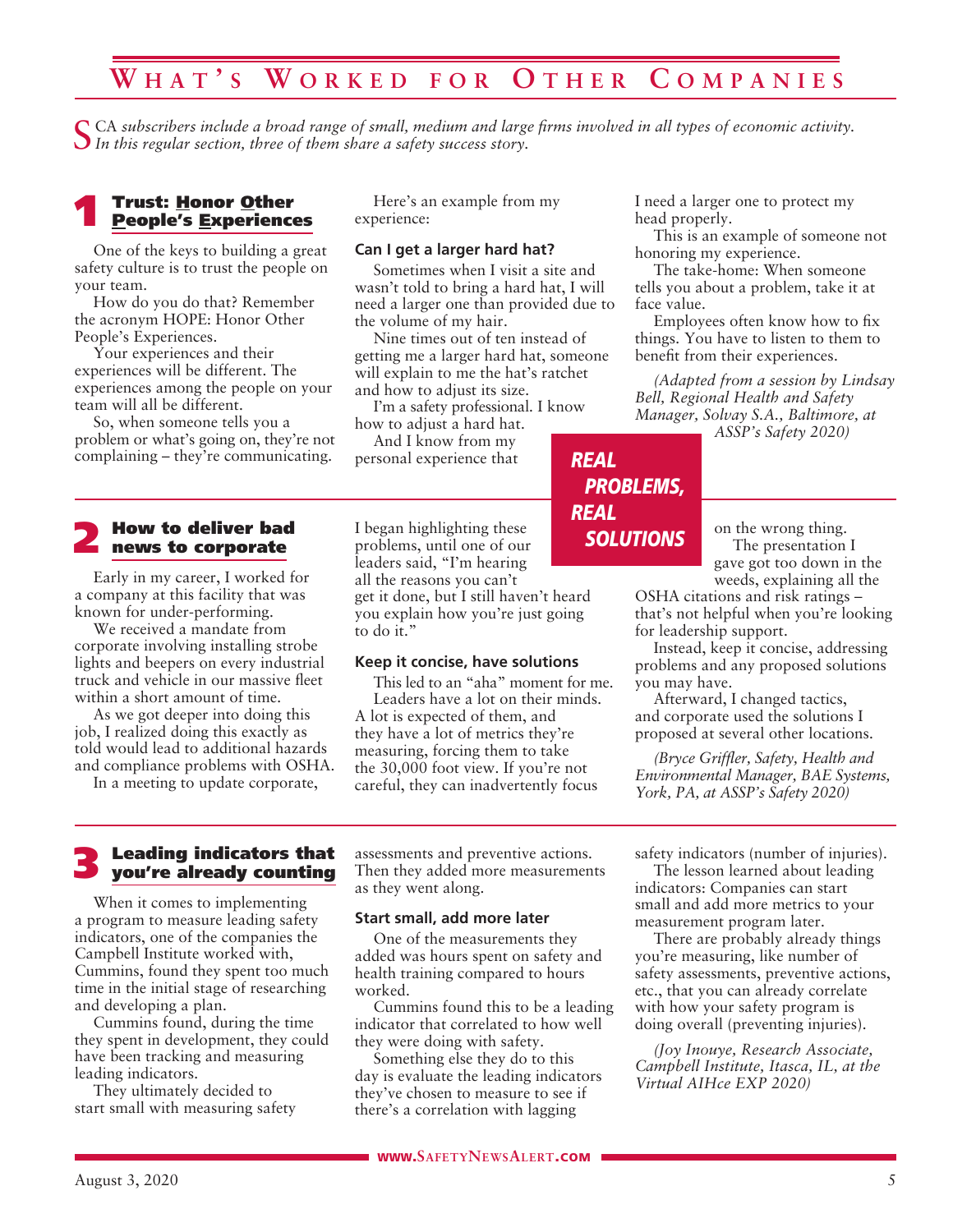# What's Worked for Other Companies

*SCA subscribers include a broad range of small, medium and large firms involved in all types of economic activity. In this regular section, three of them share a safety success story.*

**REAL PROBLEMS, REAL SOLUTIONS**

## 1 Trust: Honor Other People's Experiences

One of the keys to building a great safety culture is to trust the people on your team.

How do you do that? Remember the acronym HOPE: Honor Other People's Experiences.

Your experiences and their experiences will be different. The experiences among the people on your team will all be different.

So, when someone tells you a problem or what's going on, they're not complaining – they're communicating.

Here's an example from my experience:

### Can I get a larger hard hat?

Sometimes when I visit a site and wasn't told to bring a hard hat, I will need a larger one than provided due to the volume of my hair.

Nine times out of ten instead of getting me a larger hard hat, someone will explain to me the hat's ratchet and how to adjust its size.

I'm a safety professional. I know how to adjust a hard hat.

And I know from my personal experience that I need a larger one to protect my head properly.

This is an example of someone not honoring my experience.

The take-home: When someone tells you about a problem, take it at face value.

Employees often know how to fix things. You have to listen to them to benefit from their experiences.

*(Adapted from a session by Lindsay Bell, Regional Health and Safety Manager, Solvay S.A., Baltimore, at ASSP's Safety 2020)*

## 2 How to deliver bad news to corporate

Early in my career, I worked for a company at this facility that was known for under-performing.

We received a mandate from corporate involving installing strobe lights and beepers on every industrial truck and vehicle in our massive fleet within a short amount of time.

As we got deeper into doing this job, I realized doing this exactly as told would lead to additional hazards and compliance problems with OSHA.

In a meeting to update corporate, I began highlighting these problems, until one of our leaders said, "I'm hearing all the reasons you can't get it done, but I still haven't heard you explain how you're just going to do it."

### Keep it concise, have solutions

This led to an "aha" moment for me.

Leaders have a lot on their minds. A lot is expected of them, and they have a lot of metrics they're measuring, forcing them to take the 30,000 foot view. If you're not careful, they can inadvertently focus on the wrong thing.

The presentation I gave got too down in the weeds, explaining all the OSHA citations and risk ratings – that's not helpful when you're looking for leadership support.

Instead, keep it concise, addressing problems and any proposed solutions you may have.

Afterward, I changed tactics, and corporate used the solutions I proposed at several other locations.

*(Bryce Griffler, Safety, Health and Environmental Manager, BAE Systems, York, PA, at ASSP's Safety 2020)*

## 3 Leading indicators that you're already counting

When it comes to implementing a program to measure leading safety indicators, one of the companies the Campbell Institute worked with, Cummins, found they spent too much time in the initial stage of researching and developing a plan.

Cummins found, during the time they spent in development, they could have been tracking and measuring leading indicators.

They ultimately decided to start small with measuring safety assessments and preventive actions. Then they added more measurements as they went along.

### Start small, add more later

One of the measurements they added was hours spent on safety and health training compared to hours worked.

Cummins found this to be a leading indicator that correlated to how well they were doing with safety.

Something else they do to this day is evaluate the leading indicators they've chosen to measure to see if there's a correlation with lagging safety indicators (number of injuries).

The lesson learned about leading indicators: Companies can start small and add more metrics to your measurement program later.

There are probably already things you're measuring, like number of safety assessments, preventive actions, etc., that you can already correlate with how your safety program is doing overall (preventing injuries).

*(Joy Inouye, Research Associate, Campbell Institute, Itasca, IL, at the Virtual AIHce EXP 2020)*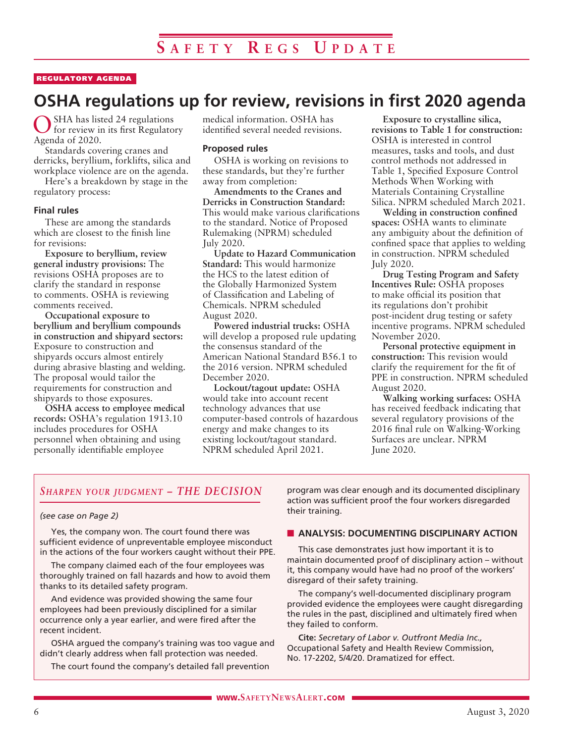REGULATORY AGENDA

# OSHA regulations up for review, revisions in first 2020 agenda

OSHA has listed 24 regulations for review in its first Regulatory Agenda of 2020.

Standards covering cranes and derricks, beryllium, forklifts, silica and workplace violence are on the agenda.

Here's a breakdown by stage in the regulatory process:

### Final rules

These are among the standards which are closest to the finish line for revisions:

**Exposure to beryllium, review general industry provisions:** The revisions OSHA proposes are to clarify the standard in response to comments. OSHA is reviewing comments received.

**Occupational exposure to beryllium and beryllium compounds in construction and shipyard sectors:** Exposure to construction and shipyards occurs almost entirely during abrasive blasting and welding. The proposal would tailor the requirements for construction and shipyards to those exposures.

**OSHA access to employee medical records:** OSHA's regulation 1913.10 includes procedures for OSHA personnel when obtaining and using personally identifiable employee medical information. OSHA has identified several needed revisions.

### Proposed rules

OSHA is working on revisions to these standards, but they're further away from completion:

**Amendments to the Cranes and Derricks in Construction Standard:** This would make various clarifications to the standard. Notice of Proposed Rulemaking (NPRM) scheduled July 2020.

**Update to Hazard Communication Standard:** This would harmonize the HCS to the latest edition of the Globally Harmonized System of Classification and Labeling of Chemicals. NPRM scheduled August 2020.

**Powered industrial trucks:** OSHA will develop a proposed rule updating the consensus standard of the American National Standard B56.1 to the 2016 version. NPRM scheduled December 2020.

**Lockout/tagout update:** OSHA would take into account recent technology advances that use computer-based controls of hazardous energy and make changes to its existing lockout/tagout standard. NPRM scheduled April 2021.

**Exposure to crystalline silica, revisions to Table 1 for construction:** OSHA is interested in control measures, tasks and tools, and dust control methods not addressed in Table 1, Specified Exposure Control Methods When Working with Materials Containing Crystalline Silica. NPRM scheduled March 2021.

**Welding in construction confined spaces:** OSHA wants to eliminate any ambiguity about the definition of confined space that applies to welding in construction. NPRM scheduled July 2020.

**Drug Testing Program and Safety Incentives Rule:** OSHA proposes to make official its position that its regulations don't prohibit post-incident drug testing or safety incentive programs. NPRM scheduled November 2020.

**Personal protective equipment in construction:** This revision would clarify the requirement for the fit of PPE in construction. NPRM scheduled August 2020.

**Walking working surfaces:** OSHA has received feedback indicating that several regulatory provisions of the 2016 final rule on Walking-Working Surfaces are unclear. NPRM June 2020.

## *Sharpen your judgment – THE DECISION*

*(see case on Page 2)*

Yes, the company won. The court found there was sufficient evidence of unpreventable employee misconduct in the actions of the four workers caught without their PPE.

The company claimed each of the four employees was thoroughly trained on fall hazards and how to avoid them thanks to its detailed safety program.

And evidence was provided showing the same four employees had been previously disciplined for a similar occurrence only a year earlier, and were fired after the recent incident.

OSHA argued the company's training was too vague and didn't clearly address when fall protection was needed.

The court found the company's detailed fall prevention program was clear enough and its documented disciplinary action was sufficient proof the four workers disregarded their training.

### ANALYSIS: DOCUMENTING DISCIPLINARY ACTION

This case demonstrates just how important it is to maintain documented proof of disciplinary action – without it, this company would have had no proof of the workers' disregard of their safety training.

The company's well-documented disciplinary program provided evidence the employees were caught disregarding the rules in the past, disciplined and ultimately fired when they failed to conform.

**Cite:** *Secretary of Labor v. Outfront Media Inc.,* Occupational Safety and Health Review Commission, No. 17-2202, 5/4/20. Dramatized for effect.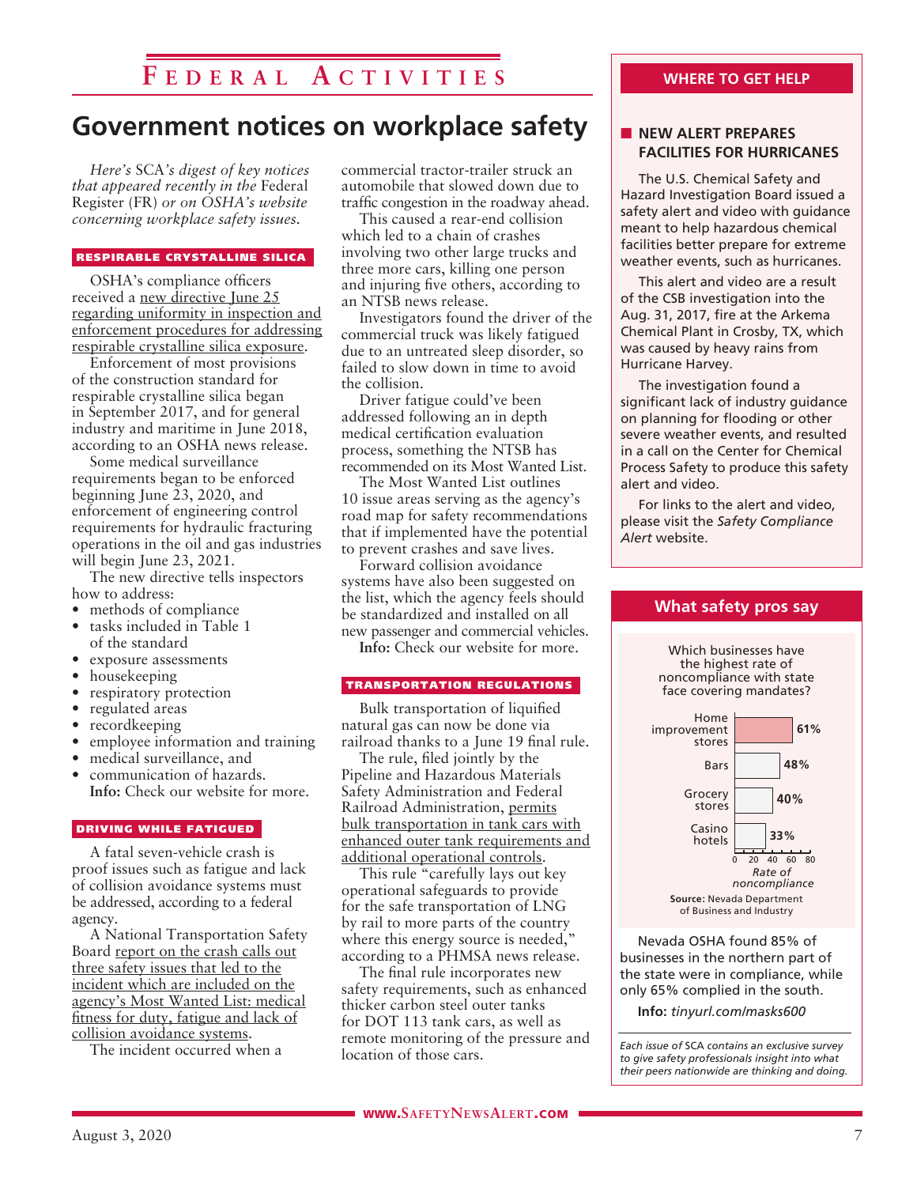# Federal Activities

## Government notices on workplace safety

*Here's SCA's digest of key notices that appeared recently in the Federal Register (FR) or on OSHA's website concerning workplace safety issues.*

### RESPIRABLE CRYSTALLINE SILICA

OSHA's compliance officers received a new directive June 25 regarding uniformity in inspection and enforcement procedures for addressing respirable crystalline silica exposure.

Enforcement of most provisions of the construction standard for respirable crystalline silica began in September 2017, and for general industry and maritime in June 2018, according to an OSHA news release.

Some medical surveillance requirements began to be enforced beginning June 23, 2020, and enforcement of engineering control requirements for hydraulic fracturing operations in the oil and gas industries will begin June 23, 2021.

The new directive tells inspectors how to address:

- methods of compliance
- tasks included in Table 1 of the standard
- exposure assessments
- housekeeping
- respiratory protection
- regulated areas
- recordkeeping
- employee information and training
- medical surveillance, and
- communication of hazards.

**Info:** Check our website for more.

### DRIVING WHILE FATIGUED

A fatal seven-vehicle crash is proof issues such as fatigue and lack of collision avoidance systems must be addressed, according to a federal agency.

A National Transportation Safety Board report on the crash calls out three safety issues that led to the incident which are included on the agency's Most Wanted List: medical fitness for duty, fatigue and lack of collision avoidance systems.

The incident occurred when a commercial tractor-trailer struck an automobile that slowed down due to traffic congestion in the roadway ahead.

This caused a rear-end collision which led to a chain of crashes involving two other large trucks and three more cars, killing one person and injuring five others, according to an NTSB news release.

Investigators found the driver of the commercial truck was likely fatigued due to an untreated sleep disorder, so failed to slow down in time to avoid the collision.

Driver fatigue could've been addressed following an in depth medical certification evaluation process, something the NTSB has recommended on its Most Wanted List.

The Most Wanted List outlines 10 issue areas serving as the agency's road map for safety recommendations that if implemented have the potential to prevent crashes and save lives.

Forward collision avoidance systems have also been suggested on the list, which the agency feels should be standardized and installed on all new passenger and commercial vehicles.

**Info:** Check our website for more.

### TRANSPORTATION REGULATIONS

Bulk transportation of liquified natural gas can now be done via railroad thanks to a June 19 final rule.

The rule, filed jointly by the Pipeline and Hazardous Materials Safety Administration and Federal Railroad Administration, permits bulk transportation in tank cars with enhanced outer tank requirements and additional operational controls.

This rule "carefully lays out key operational safeguards to provide for the safe transportation of LNG by rail to more parts of the country where this energy source is needed," according to a PHMSA news release.

The final rule incorporates new safety requirements, such as enhanced thicker carbon steel outer tanks for DOT 113 tank cars, as well as remote monitoring of the pressure and location of those cars.

---

## WHERE TO GET HELP

### NEW ALERT PREPARES FACILITIES FOR HURRICANES

The U.S. Chemical Safety and Hazard Investigation Board issued a safety alert and video with guidance meant to help hazardous chemical facilities better prepare for extreme weather events, such as hurricanes.

This alert and video are a result of the CSB investigation into the Aug. 31, 2017, fire at the Arkema Chemical Plant in Crosby, TX, which was caused by heavy rains from Hurricane Harvey.

The investigation found a significant lack of industry guidance on planning for flooding or other severe weather events, and resulted in a call on the Center for Chemical Process Safety to produce this safety alert and video.

For links to the alert and video, please visit the *Safety Compliance Alert* website.

---

## What safety pros say

Which businesses have the highest rate of noncompliance with state face covering mandates?

| Business | Rate of noncompliance |
|---|---|
| Home improvement stores | 61% |
| Bars | 48% |
| Grocery stores | 40% |
| Casino hotels | 33% |

**Source:** Nevada Department of Business and Industry

Nevada OSHA found 85% of businesses in the northern part of the state were in compliance, while only 65% complied in the south.

**Info:** *tinyurl.com/masks600*

*Each issue of SCA contains an exclusive survey to give safety professionals insight into what their peers nationwide are thinking and doing.*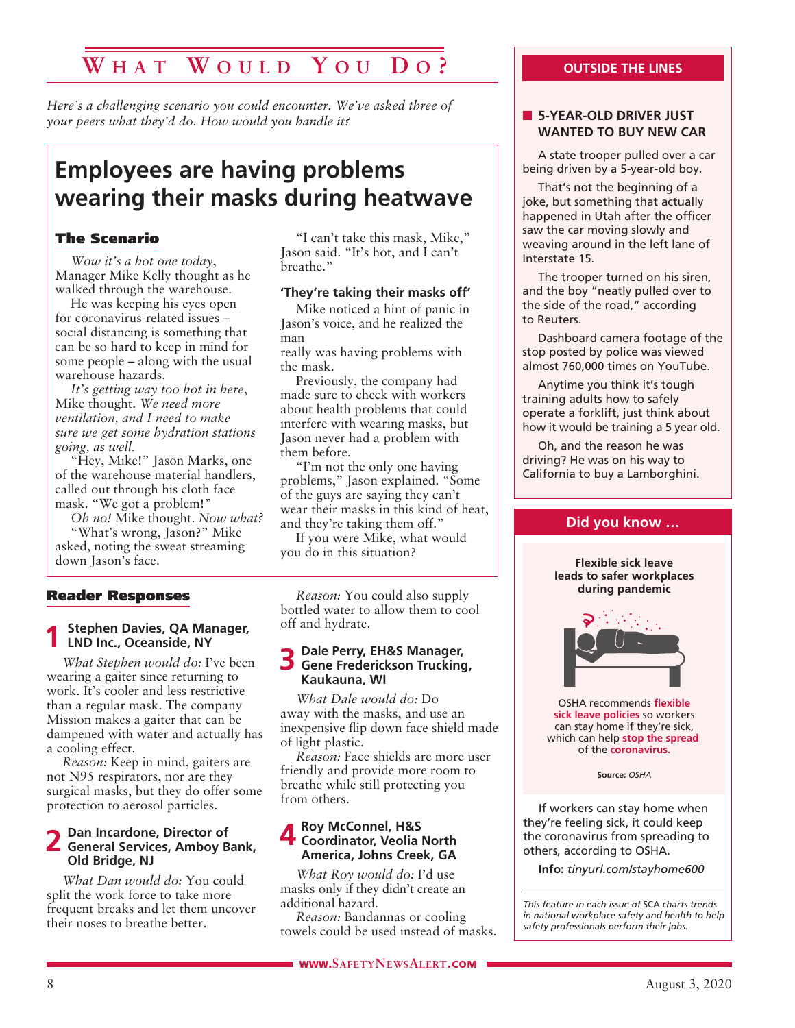# What Would You Do?

*Here's a challenging scenario you could encounter. We've asked three of your peers what they'd do. How would you handle it?*

## Employees are having problems wearing their masks during heatwave

### The Scenario

*Wow it's a hot one today*, Manager Mike Kelly thought as he walked through the warehouse.

He was keeping his eyes open for coronavirus-related issues – social distancing is something that can be so hard to keep in mind for some people – along with the usual warehouse hazards.

*It's getting way too hot in here*, Mike thought. *We need more ventilation, and I need to make sure we get some hydration stations going, as well.*

"Hey, Mike!" Jason Marks, one of the warehouse material handlers, called out through his cloth face mask. "We got a problem!"

*Oh no!* Mike thought. *Now what?*

"What's wrong, Jason?" Mike asked, noting the sweat streaming down Jason's face.

"I can't take this mask, Mike," Jason said. "It's hot, and I can't breathe."

#### 'They're taking their masks off'

Mike noticed a hint of panic in Jason's voice, and he realized the man really was having problems with the mask.

Previously, the company had made sure to check with workers about health problems that could interfere with wearing masks, but Jason never had a problem with them before.

"I'm not the only one having problems," Jason explained. "Some of the guys are saying they can't wear their masks in this kind of heat, and they're taking them off."

If you were Mike, what would you do in this situation?

### Reader Responses

**1 Stephen Davies, QA Manager, LND Inc., Oceanside, NY**

*What Stephen would do:* I've been wearing a gaiter since returning to work. It's cooler and less restrictive than a regular mask. The company Mission makes a gaiter that can be dampened with water and actually has a cooling effect.

*Reason:* Keep in mind, gaiters are not N95 respirators, nor are they surgical masks, but they do offer some protection to aerosol particles.

**2 Dan Incardone, Director of General Services, Amboy Bank, Old Bridge, NJ**

*What Dan would do:* You could split the work force to take more frequent breaks and let them uncover their noses to breathe better.

*Reason:* You could also supply bottled water to allow them to cool off and hydrate.

**3 Dale Perry, EH&S Manager, Gene Fredrickson Trucking, Kaukauna, WI**

*What Dale would do:* Do away with the masks, and use an inexpensive flip down face shield made of light plastic.

*Reason:* Face shields are more user friendly and provide more room to breathe while still protecting you from others.

**4 Roy McConnel, H&S Coordinator, Veolia North America, Johns Creek, GA**

*What Roy would do:* I'd use masks only if they didn't create an additional hazard.

*Reason:* Bandannas or cooling towels could be used instead of masks.

## OUTSIDE THE LINES

### 5-YEAR-OLD DRIVER JUST WANTED TO BUY NEW CAR

A state trooper pulled over a car being driven by a 5-year-old boy.

That's not the beginning of a joke, but something that actually happened in Utah after the officer saw the car moving slowly and weaving around in the left lane of Interstate 15.

The trooper turned on his siren, and the boy "neatly pulled over to the side of the road," according to Reuters.

Dashboard camera footage of the stop posted by police was viewed almost 760,000 times on YouTube.

Anytime you think it's tough training adults how to safely operate a forklift, just think about how it would be training a 5 year old.

Oh, and the reason he was driving? He was on his way to California to buy a Lamborghini.

## Did you know …

**Flexible sick leave leads to safer workplaces during pandemic**

OSHA recommends **flexible sick leave policies** so workers can stay home if they're sick, which can help **stop the spread** of the **coronavirus.**

**Source:** *OSHA*

If workers can stay home when they're feeling sick, it could keep the coronavirus from spreading to others, according to OSHA.

**Info:** *tinyurl.com/stayhome600*

*This feature in each issue of SCA charts trends in national workplace safety and health to help safety professionals perform their jobs.*